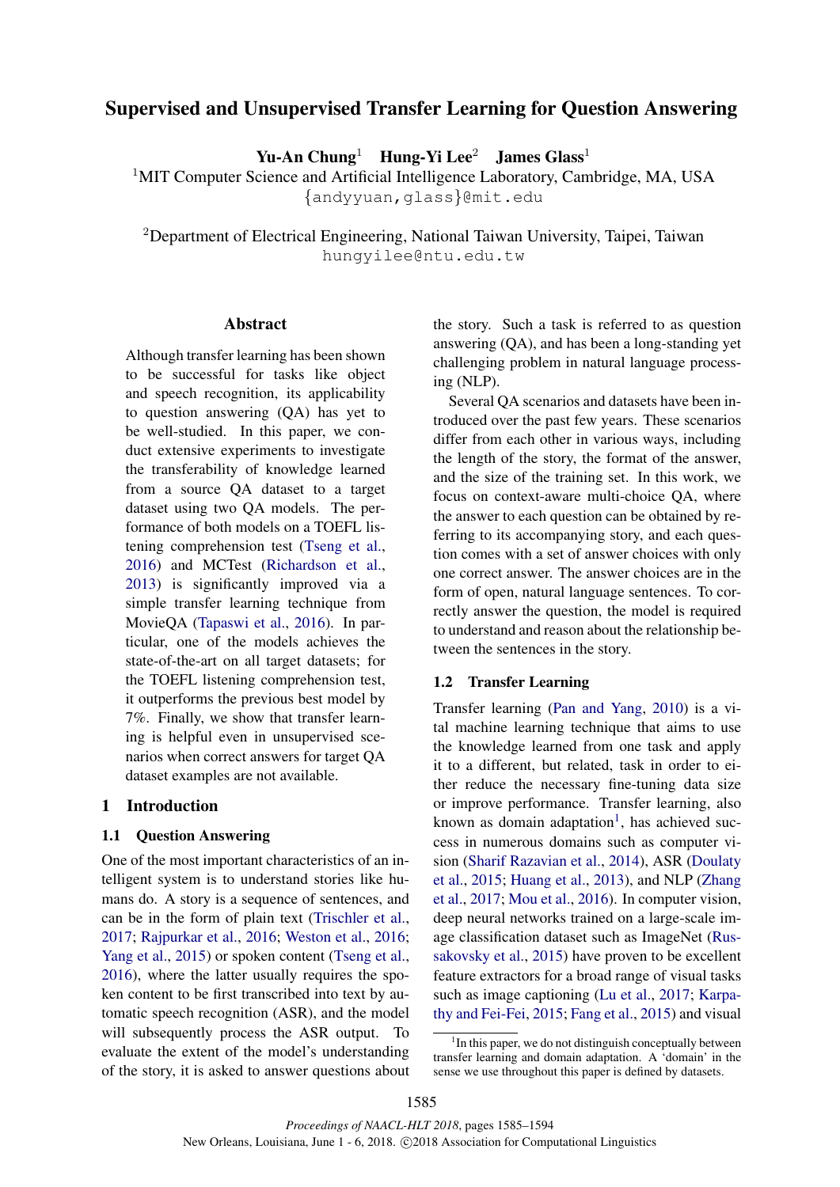# Supervised and Unsupervised Transfer Learning for Question Answering

**Yu-An Chung**[1] **Hung-Yi Lee**[2] **James Glass**[1]

[1]MIT Computer Science and Artificial Intelligence Laboratory, Cambridge, MA, USA
{andyyuan,glass}@mit.edu

[2]Department of Electrical Engineering, National Taiwan University, Taipei, Taiwan
hungyilee@ntu.edu.tw

## Abstract

Although transfer learning has been shown to be successful for tasks like object and speech recognition, its applicability to question answering (QA) has yet to be well-studied. In this paper, we conduct extensive experiments to investigate the transferability of knowledge learned from a source QA dataset to a target dataset using two QA models. The performance of both models on a TOEFL listening comprehension test (Tseng et al., 2016) and MCTest (Richardson et al., 2013) is significantly improved via a simple transfer learning technique from MovieQA (Tapaswi et al., 2016). In particular, one of the models achieves the state-of-the-art on all target datasets; for the TOEFL listening comprehension test, it outperforms the previous best model by 7%. Finally, we show that transfer learning is helpful even in unsupervised scenarios when correct answers for target QA dataset examples are not available.

## 1 Introduction

### 1.1 Question Answering

One of the most important characteristics of an intelligent system is to understand stories like humans do. A story is a sequence of sentences, and can be in the form of plain text (Trischler et al., 2017; Rajpurkar et al., 2016; Weston et al., 2016; Yang et al., 2015) or spoken content (Tseng et al., 2016), where the latter usually requires the spoken content to be first transcribed into text by automatic speech recognition (ASR), and the model will subsequently process the ASR output. To evaluate the extent of the model's understanding of the story, it is asked to answer questions about the story. Such a task is referred to as question answering (QA), and has been a long-standing yet challenging problem in natural language processing (NLP).

Several QA scenarios and datasets have been introduced over the past few years. These scenarios differ from each other in various ways, including the length of the story, the format of the answer, and the size of the training set. In this work, we focus on context-aware multi-choice QA, where the answer to each question can be obtained by referring to its accompanying story, and each question comes with a set of answer choices with only one correct answer. The answer choices are in the form of open, natural language sentences. To correctly answer the question, the model is required to understand and reason about the relationship between the sentences in the story.

### 1.2 Transfer Learning

Transfer learning (Pan and Yang, 2010) is a vital machine learning technique that aims to use the knowledge learned from one task and apply it to a different, but related, task in order to either reduce the necessary fine-tuning data size or improve performance. Transfer learning, also known as domain adaptation[1], has achieved success in numerous domains such as computer vision (Sharif Razavian et al., 2014), ASR (Doulaty et al., 2015; Huang et al., 2013), and NLP (Zhang et al., 2017; Mou et al., 2016). In computer vision, deep neural networks trained on a large-scale image classification dataset such as ImageNet (Russakovsky et al., 2015) have proven to be excellent feature extractors for a broad range of visual tasks such as image captioning (Lu et al., 2017; Karpathy and Fei-Fei, 2015; Fang et al., 2015) and visual

[1]In this paper, we do not distinguish conceptually between transfer learning and domain adaptation. A 'domain' in the sense we use throughout this paper is defined by datasets.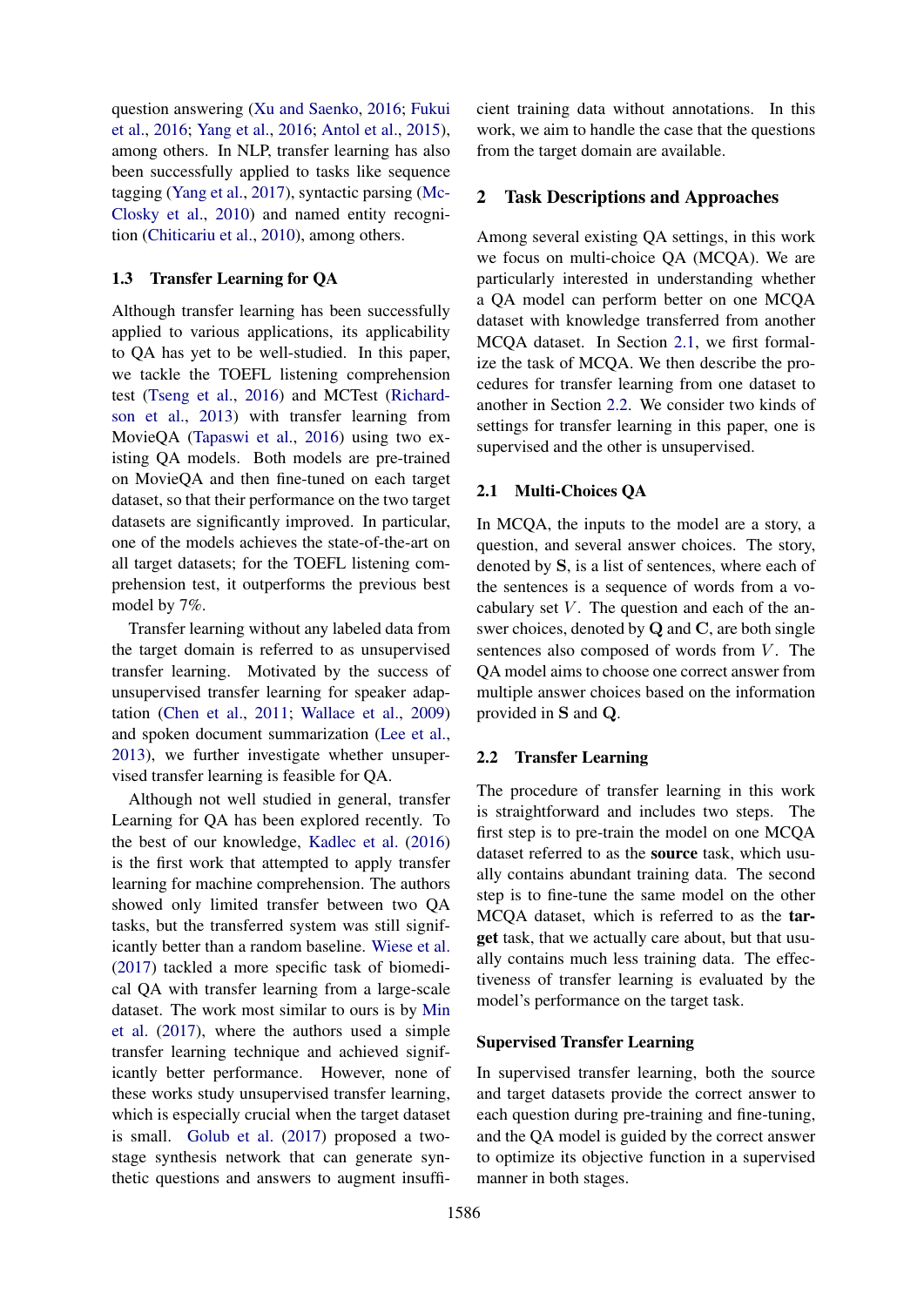question answering (Xu and Saenko, 2016; Fukui et al., 2016; Yang et al., 2016; Antol et al., 2015), among others. In NLP, transfer learning has also been successfully applied to tasks like sequence tagging (Yang et al., 2017), syntactic parsing (McClosky et al., 2010) and named entity recognition (Chiticariu et al., 2010), among others.

### 1.3 Transfer Learning for QA

Although transfer learning has been successfully applied to various applications, its applicability to QA has yet to be well-studied. In this paper, we tackle the TOEFL listening comprehension test (Tseng et al., 2016) and MCTest (Richardson et al., 2013) with transfer learning from MovieQA (Tapaswi et al., 2016) using two existing QA models. Both models are pre-trained on MovieQA and then fine-tuned on each target dataset, so that their performance on the two target datasets are significantly improved. In particular, one of the models achieves the state-of-the-art on all target datasets; for the TOEFL listening comprehension test, it outperforms the previous best model by 7%.

Transfer learning without any labeled data from the target domain is referred to as unsupervised transfer learning. Motivated by the success of unsupervised transfer learning for speaker adaptation (Chen et al., 2011; Wallace et al., 2009) and spoken document summarization (Lee et al., 2013), we further investigate whether unsupervised transfer learning is feasible for QA.

Although not well studied in general, transfer Learning for QA has been explored recently. To the best of our knowledge, Kadlec et al. (2016) is the first work that attempted to apply transfer learning for machine comprehension. The authors showed only limited transfer between two QA tasks, but the transferred system was still significantly better than a random baseline. Wiese et al. (2017) tackled a more specific task of biomedical QA with transfer learning from a large-scale dataset. The work most similar to ours is by Min et al. (2017), where the authors used a simple transfer learning technique and achieved significantly better performance. However, none of these works study unsupervised transfer learning, which is especially crucial when the target dataset is small. Golub et al. (2017) proposed a two-stage synthesis network that can generate synthetic questions and answers to augment insufficient training data without annotations. In this work, we aim to handle the case that the questions from the target domain are available.

## 2 Task Descriptions and Approaches

Among several existing QA settings, in this work we focus on multi-choice QA (MCQA). We are particularly interested in understanding whether a QA model can perform better on one MCQA dataset with knowledge transferred from another MCQA dataset. In Section 2.1, we first formalize the task of MCQA. We then describe the procedures for transfer learning from one dataset to another in Section 2.2. We consider two kinds of settings for transfer learning in this paper, one is supervised and the other is unsupervised.

### 2.1 Multi-Choices QA

In MCQA, the inputs to the model are a story, a question, and several answer choices. The story, denoted by $\mathbf{S}$, is a list of sentences, where each of the sentences is a sequence of words from a vocabulary set $V$. The question and each of the answer choices, denoted by $\mathbf{Q}$ and $\mathbf{C}$, are both single sentences also composed of words from $V$. The QA model aims to choose one correct answer from multiple answer choices based on the information provided in $\mathbf{S}$ and $\mathbf{Q}$.

### 2.2 Transfer Learning

The procedure of transfer learning in this work is straightforward and includes two steps. The first step is to pre-train the model on one MCQA dataset referred to as the **source** task, which usually contains abundant training data. The second step is to fine-tune the same model on the other MCQA dataset, which is referred to as the **target** task, that we actually care about, but that usually contains much less training data. The effectiveness of transfer learning is evaluated by the model's performance on the target task.

#### Supervised Transfer Learning

In supervised transfer learning, both the source and target datasets provide the correct answer to each question during pre-training and fine-tuning, and the QA model is guided by the correct answer to optimize its objective function in a supervised manner in both stages.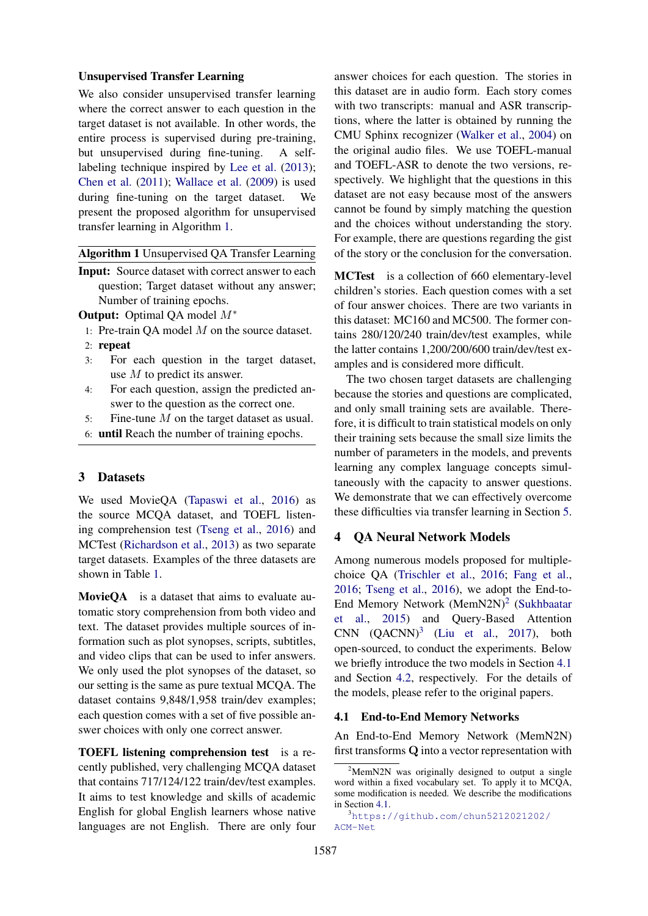**Unsupervised Transfer Learning**

We also consider unsupervised transfer learning where the correct answer to each question in the target dataset is not available. In other words, the entire process is supervised during pre-training, but unsupervised during fine-tuning. A self-labeling technique inspired by Lee et al. (2013); Chen et al. (2011); Wallace et al. (2009) is used during fine-tuning on the target dataset. We present the proposed algorithm for unsupervised transfer learning in Algorithm 1.

---

**Algorithm 1** Unsupervised QA Transfer Learning

---

**Input:** Source dataset with correct answer to each question; Target dataset without any answer; Number of training epochs.

**Output:** Optimal QA model $M^*$

1: Pre-train QA model $M$ on the source dataset.
2: **repeat**
3: For each question in the target dataset, use $M$ to predict its answer.
4: For each question, assign the predicted answer to the question as the correct one.
5: Fine-tune $M$ on the target dataset as usual.
6: **until** Reach the number of training epochs.

---

## 3 Datasets

We used MovieQA (Tapaswi et al., 2016) as the source MCQA dataset, and TOEFL listening comprehension test (Tseng et al., 2016) and MCTest (Richardson et al., 2013) as two separate target datasets. Examples of the three datasets are shown in Table 1.

**MovieQA** is a dataset that aims to evaluate automatic story comprehension from both video and text. The dataset provides multiple sources of information such as plot synopses, scripts, subtitles, and video clips that can be used to infer answers. We only used the plot synopses of the dataset, so our setting is the same as pure textual MCQA. The dataset contains 9,848/1,958 train/dev examples; each question comes with a set of five possible answer choices with only one correct answer.

**TOEFL listening comprehension test** is a recently published, very challenging MCQA dataset that contains 717/124/122 train/dev/test examples. It aims to test knowledge and skills of academic English for global English learners whose native languages are not English. There are only four answer choices for each question. The stories in this dataset are in audio form. Each story comes with two transcripts: manual and ASR transcriptions, where the latter is obtained by running the CMU Sphinx recognizer (Walker et al., 2004) on the original audio files. We use TOEFL-manual and TOEFL-ASR to denote the two versions, respectively. We highlight that the questions in this dataset are not easy because most of the answers cannot be found by simply matching the question and the choices without understanding the story. For example, there are questions regarding the gist of the story or the conclusion for the conversation.

**MCTest** is a collection of 660 elementary-level children's stories. Each question comes with a set of four answer choices. There are two variants in this dataset: MC160 and MC500. The former contains 280/120/240 train/dev/test examples, while the latter contains 1,200/200/600 train/dev/test examples and is considered more difficult.

The two chosen target datasets are challenging because the stories and questions are complicated, and only small training sets are available. Therefore, it is difficult to train statistical models on only their training sets because the small size limits the number of parameters in the models, and prevents learning any complex language concepts simultaneously with the capacity to answer questions. We demonstrate that we can effectively overcome these difficulties via transfer learning in Section 5.

## 4 QA Neural Network Models

Among numerous models proposed for multiple-choice QA (Trischler et al., 2016; Fang et al., 2016; Tseng et al., 2016), we adopt the End-to-End Memory Network (MemN2N)[2] (Sukhbaatar et al., 2015) and Query-Based Attention CNN (QACNN)[3] (Liu et al., 2017), both open-sourced, to conduct the experiments. Below we briefly introduce the two models in Section 4.1 and Section 4.2, respectively. For the details of the models, please refer to the original papers.

### 4.1 End-to-End Memory Networks

An End-to-End Memory Network (MemN2N) first transforms **Q** into a vector representation with

[2] MemN2N was originally designed to output a single word within a fixed vocabulary set. To apply it to MCQA, some modification is needed. We describe the modifications in Section 4.1.

[3] https://github.com/chun5212021202/ACM-Net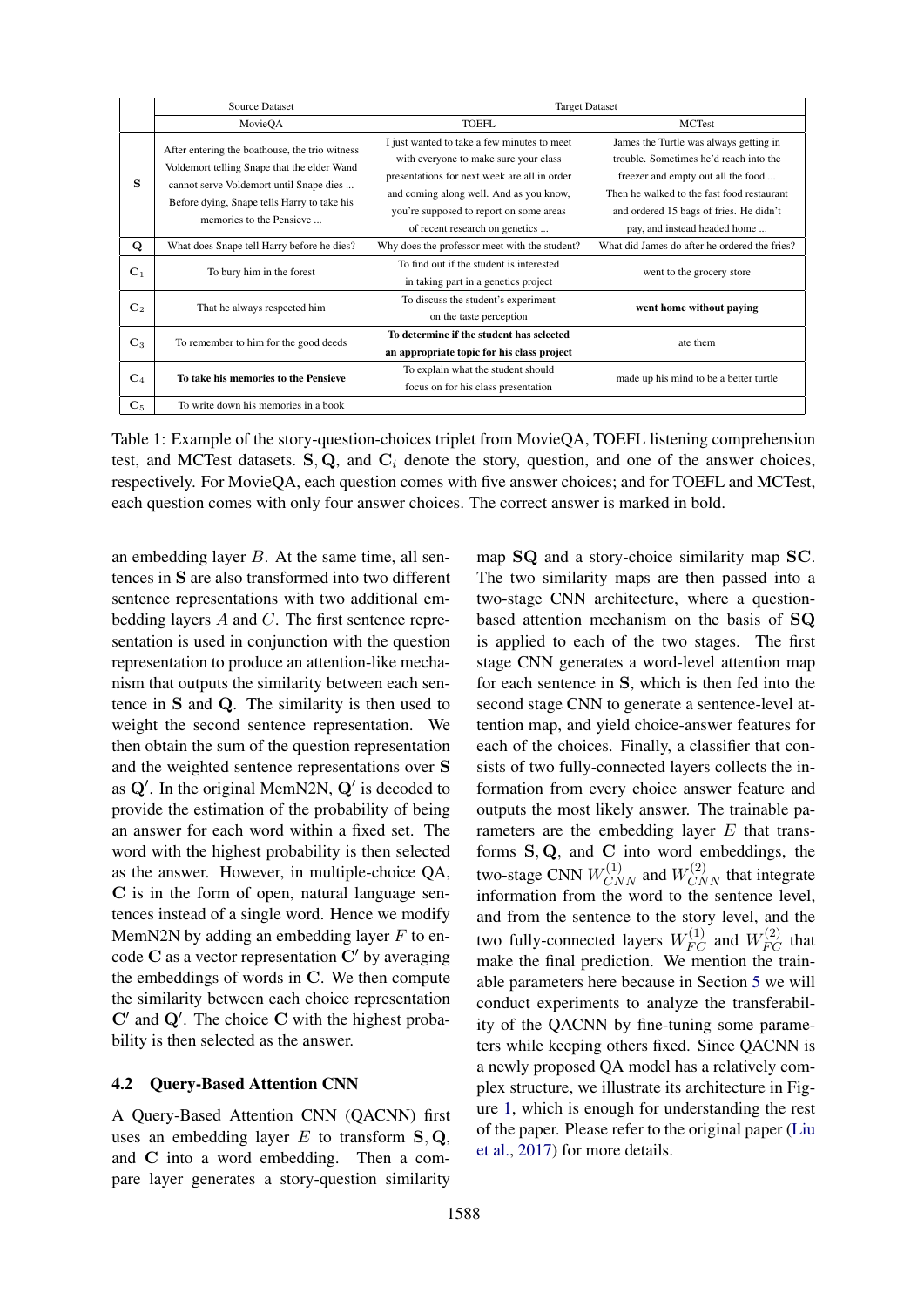| | Source Dataset | Target Dataset | |
|---|---|---|---|
| | MovieQA | TOEFL | MCTest |
| $\mathbf{S}$ | After entering the boathouse, the trio witness Voldemort telling Snape that the elder Wand cannot serve Voldemort until Snape dies ... Before dying, Snape tells Harry to take his memories to the Pensieve ... | I just wanted to take a few minutes to meet with everyone to make sure your class presentations for next week are all in order and coming along well. And as you know, you're supposed to report on some areas of recent research on genetics ... | James the Turtle was always getting in trouble. Sometimes he'd reach into the freezer and empty out all the food ... Then he walked to the fast food restaurant and ordered 15 bags of fries. He didn't pay, and instead headed home ... |
| $\mathbf{Q}$ | What does Snape tell Harry before he dies? | Why does the professor meet with the student? | What did James do after he ordered the fries? |
| $\mathbf{C}_1$ | To bury him in the forest | To find out if the student is interested in taking part in a genetics project | went to the grocery store |
| $\mathbf{C}_2$ | That he always respected him | To discuss the student's experiment on the taste perception | **went home without paying** |
| $\mathbf{C}_3$ | To remember to him for the good deeds | **To determine if the student has selected an appropriate topic for his class project** | ate them |
| $\mathbf{C}_4$ | **To take his memories to the Pensieve** | To explain what the student should focus on for his class presentation | made up his mind to be a better turtle |
| $\mathbf{C}_5$ | To write down his memories in a book | | |

Table 1: Example of the story-question-choices triplet from MovieQA, TOEFL listening comprehension test, and MCTest datasets. $\mathbf{S}, \mathbf{Q}$, and $\mathbf{C}_i$ denote the story, question, and one of the answer choices, respectively. For MovieQA, each question comes with five answer choices; and for TOEFL and MCTest, each question comes with only four answer choices. The correct answer is marked in bold.

an embedding layer $B$. At the same time, all sentences in $\mathbf{S}$ are also transformed into two different sentence representations with two additional embedding layers $A$ and $C$. The first sentence representation is used in conjunction with the question representation to produce an attention-like mechanism that outputs the similarity between each sentence in $\mathbf{S}$ and $\mathbf{Q}$. The similarity is then used to weight the second sentence representation. We then obtain the sum of the question representation and the weighted sentence representations over $\mathbf{S}$ as $\mathbf{Q}'$. In the original MemN2N, $\mathbf{Q}'$ is decoded to provide the estimation of the probability of being an answer for each word within a fixed set. The word with the highest probability is then selected as the answer. However, in multiple-choice QA, $\mathbf{C}$ is in the form of open, natural language sentences instead of a single word. Hence we modify MemN2N by adding an embedding layer $F$ to encode $\mathbf{C}$ as a vector representation $\mathbf{C}'$ by averaging the embeddings of words in $\mathbf{C}$. We then compute the similarity between each choice representation $\mathbf{C}'$ and $\mathbf{Q}'$. The choice $\mathbf{C}$ with the highest probability is then selected as the answer.

### 4.2 Query-Based Attention CNN

A Query-Based Attention CNN (QACNN) first uses an embedding layer $E$ to transform $\mathbf{S}, \mathbf{Q}$, and $\mathbf{C}$ into a word embedding. Then a compare layer generates a story-question similarity map $\mathbf{SQ}$ and a story-choice similarity map $\mathbf{SC}$. The two similarity maps are then passed into a two-stage CNN architecture, where a question-based attention mechanism on the basis of $\mathbf{SQ}$ is applied to each of the two stages. The first stage CNN generates a word-level attention map for each sentence in $\mathbf{S}$, which is then fed into the second stage CNN to generate a sentence-level attention map, and yield choice-answer features for each of the choices. Finally, a classifier that consists of two fully-connected layers collects the information from every choice answer feature and outputs the most likely answer. The trainable parameters are the embedding layer $E$ that transforms $\mathbf{S}, \mathbf{Q}$, and $\mathbf{C}$ into word embeddings, the two-stage CNN $W_{CNN}^{(1)}$ and $W_{CNN}^{(2)}$ that integrate information from the word to the sentence level, and from the sentence to the story level, and the two fully-connected layers $W_{FC}^{(1)}$ and $W_{FC}^{(2)}$ that make the final prediction. We mention the trainable parameters here because in Section 5 we will conduct experiments to analyze the transferability of the QACNN by fine-tuning some parameters while keeping others fixed. Since QACNN is a newly proposed QA model has a relatively complex structure, we illustrate its architecture in Figure 1, which is enough for understanding the rest of the paper. Please refer to the original paper (Liu et al., 2017) for more details.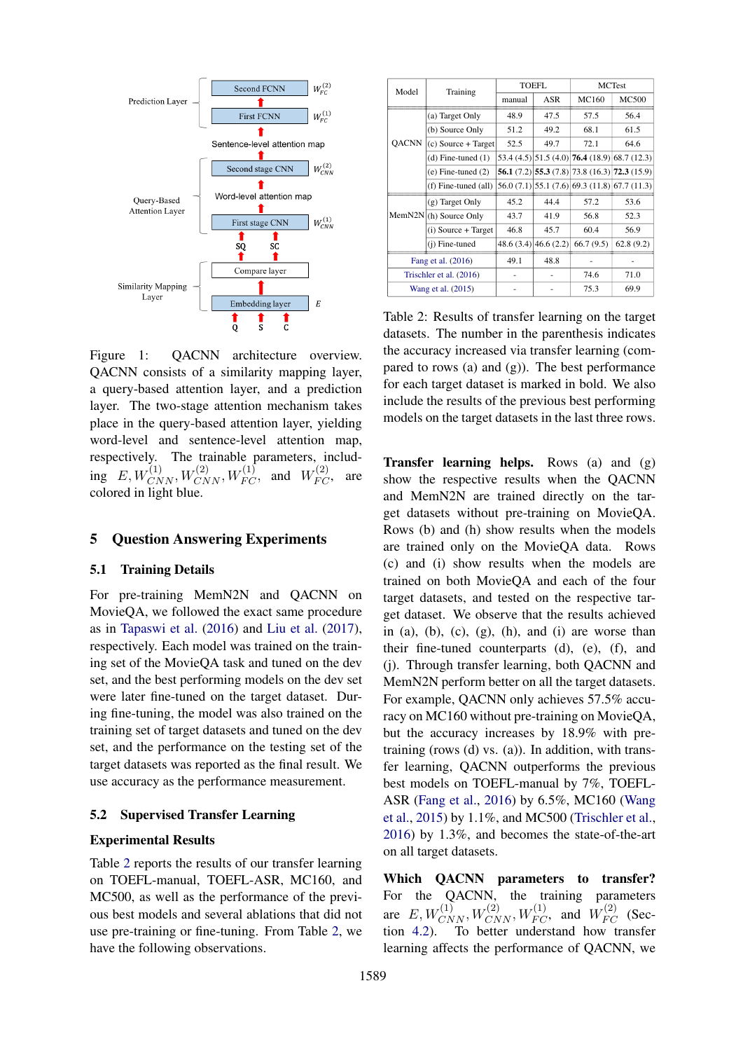Figure 1: QACNN architecture overview. QACNN consists of a similarity mapping layer, a query-based attention layer, and a prediction layer. The two-stage attention mechanism takes place in the query-based attention layer, yielding word-level and sentence-level attention map, respectively. The trainable parameters, including $E, W_{CNN}^{(1)}, W_{CNN}^{(2)}, W_{FC}^{(1)}$, and $W_{FC}^{(2)}$, are colored in light blue.

## 5 Question Answering Experiments

### 5.1 Training Details

For pre-training MemN2N and QACNN on MovieQA, we followed the exact same procedure as in Tapaswi et al. (2016) and Liu et al. (2017), respectively. Each model was trained on the training set of the MovieQA task and tuned on the dev set, and the best performing models on the dev set were later fine-tuned on the target dataset. During fine-tuning, the model was also trained on the training set of target datasets and tuned on the dev set, and the performance on the testing set of the target datasets was reported as the final result. We use accuracy as the performance measurement.

### 5.2 Supervised Transfer Learning

**Experimental Results**

Table 2 reports the results of our transfer learning on TOEFL-manual, TOEFL-ASR, MC160, and MC500, as well as the performance of the previous best models and several ablations that did not use pre-training or fine-tuning. From Table 2, we have the following observations.

| Model | Training | TOEFL | | MCTest | |
|---|---|---|---|---|---|
| | | manual | ASR | MC160 | MC500 |
| QACNN | (a) Target Only | 48.9 | 47.5 | 57.5 | 56.4 |
| | (b) Source Only | 51.2 | 49.2 | 68.1 | 61.5 |
| | (c) Source + Target | 52.5 | 49.7 | 72.1 | 64.6 |
| | (d) Fine-tuned (1) | 53.4 (4.5) | 51.5 (4.0) | **76.4** (18.9) | 68.7 (12.3) |
| | (e) Fine-tuned (2) | **56.1** (7.2) | **55.3** (7.8) | 73.8 (16.3) | **72.3** (15.9) |
| | (f) Fine-tuned (all) | 56.0 (7.1) | 55.1 (7.6) | 69.3 (11.8) | 67.7 (11.3) |
| MemN2N | (g) Target Only | 45.2 | 44.4 | 57.2 | 53.6 |
| | (h) Source Only | 43.7 | 41.9 | 56.8 | 52.3 |
| | (i) Source + Target | 46.8 | 45.7 | 60.4 | 56.9 |
| | (j) Fine-tuned | 48.6 (3.4) | 46.6 (2.2) | 66.7 (9.5) | 62.8 (9.2) |
| Fang et al. (2016) | | 49.1 | 48.8 | - | - |
| Trischler et al. (2016) | | - | - | 74.6 | 71.0 |
| Wang et al. (2015) | | - | - | 75.3 | 69.9 |

Table 2: Results of transfer learning on the target datasets. The number in the parenthesis indicates the accuracy increased via transfer learning (compared to rows (a) and (g)). The best performance for each target dataset is marked in bold. We also include the results of the previous best performing models on the target datasets in the last three rows.

**Transfer learning helps.** Rows (a) and (g) show the respective results when the QACNN and MemN2N are trained directly on the target datasets without pre-training on MovieQA. Rows (b) and (h) show results when the models are trained only on the MovieQA data. Rows (c) and (i) show results when the models are trained on both MovieQA and each of the four target datasets, and tested on the respective target dataset. We observe that the results achieved in (a), (b), (c), (h), and (i) are worse than their fine-tuned counterparts (d), (e), (f), and (j). Through transfer learning, both QACNN and MemN2N perform better on all the target datasets. For example, QACNN only achieves 57.5% accuracy on MC160 without pre-training on MovieQA, but the accuracy increases by 18.9% with pre-training (rows (d) vs. (a)). In addition, with transfer learning, QACNN outperforms the previous best models on TOEFL-manual by 7%, TOEFL-ASR (Fang et al., 2016) by 6.5%, MC160 (Wang et al., 2015) by 1.1%, and MC500 (Trischler et al., 2016) by 1.3%, and becomes the state-of-the-art on all target datasets.

**Which QACNN parameters to transfer?** For the QACNN, the training parameters are $E, W_{CNN}^{(1)}, W_{CNN}^{(2)}, W_{FC}^{(1)}$, and $W_{FC}^{(2)}$ (Section 4.2). To better understand how transfer learning affects the performance of QACNN, we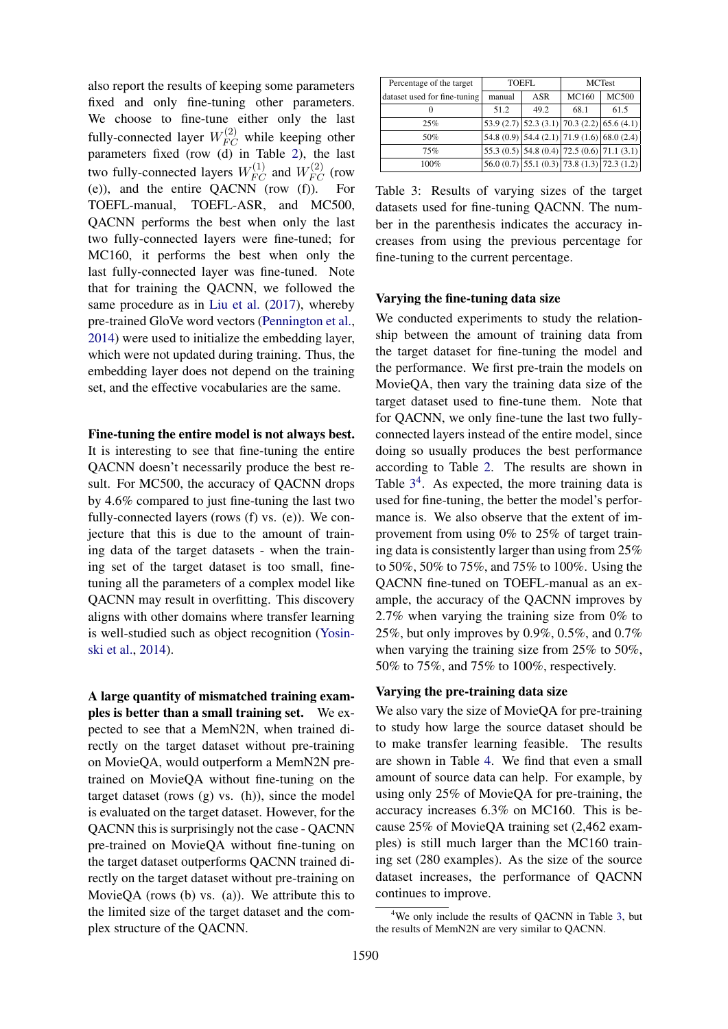also report the results of keeping some parameters fixed and only fine-tuning other parameters. We choose to fine-tune either only the last fully-connected layer $W_{FC}^{(2)}$ while keeping other parameters fixed (row (d) in Table 2), the last two fully-connected layers $W_{FC}^{(1)}$ and $W_{FC}^{(2)}$ (row (e)), and the entire QACNN (row (f)). For TOEFL-manual, TOEFL-ASR, and MC500, QACNN performs the best when only the last two fully-connected layers were fine-tuned; for MC160, it performs the best when only the last fully-connected layer was fine-tuned. Note that for training the QACNN, we followed the same procedure as in Liu et al. (2017), whereby pre-trained GloVe word vectors (Pennington et al., 2014) were used to initialize the embedding layer, which were not updated during training. Thus, the embedding layer does not depend on the training set, and the effective vocabularies are the same.

**Fine-tuning the entire model is not always best.** It is interesting to see that fine-tuning the entire QACNN doesn't necessarily produce the best result. For MC500, the accuracy of QACNN drops by 4.6% compared to just fine-tuning the last two fully-connected layers (rows (f) vs. (e)). We conjecture that this is due to the amount of training data of the target datasets - when the training set of the target dataset is too small, fine-tuning all the parameters of a complex model like QACNN may result in overfitting. This discovery aligns with other domains where transfer learning is well-studied such as object recognition (Yosinski et al., 2014).

**A large quantity of mismatched training examples is better than a small training set.** We expected to see that a MemN2N, when trained directly on the target dataset without pre-training on MovieQA, would outperform a MemN2N pre-trained on MovieQA without fine-tuning on the target dataset (rows (g) vs. (h)), since the model is evaluated on the target dataset. However, for the QACNN this is surprisingly not the case - QACNN pre-trained on MovieQA without fine-tuning on the target dataset outperforms QACNN trained directly on the target dataset without pre-training on MovieQA (rows (b) vs. (a)). We attribute this to the limited size of the target dataset and the complex structure of the QACNN.

| Percentage of the target dataset used for fine-tuning | TOEFL | | MCTest | |
|---|---|---|---|---|
| | manual | ASR | MC160 | MC500 |
| 0 | 51.2 | 49.2 | 68.1 | 61.5 |
| 25% | 53.9 (2.7) | 52.3 (3.1) | 70.3 (2.2) | 65.6 (4.1) |
| 50% | 54.8 (0.9) | 54.4 (2.1) | 71.9 (1.6) | 68.0 (2.4) |
| 75% | 55.3 (0.5) | 54.8 (0.4) | 72.5 (0.6) | 71.1 (3.1) |
| 100% | 56.0 (0.7) | 55.1 (0.3) | 73.8 (1.3) | 72.3 (1.2) |

Table 3: Results of varying sizes of the target datasets used for fine-tuning QACNN. The number in the parenthesis indicates the accuracy increases from using the previous percentage for fine-tuning to the current percentage.

**Varying the fine-tuning data size**

We conducted experiments to study the relationship between the amount of training data from the target dataset for fine-tuning the model and the performance. We first pre-train the models on MovieQA, then vary the training data size of the target dataset used to fine-tune them. Note that for QACNN, we only fine-tune the last two fully-connected layers instead of the entire model, since doing so usually produces the best performance according to Table 2. The results are shown in Table 3[4]. As expected, the more training data is used for fine-tuning, the better the model's performance is. We also observe that the extent of improvement from using 0% to 25% of target training data is consistently larger than using from 25% to 50%, 50% to 75%, and 75% to 100%. Using the QACNN fine-tuned on TOEFL-manual as an example, the accuracy of the QACNN improves by 2.7% when varying the training size from 0% to 25%, but only improves by 0.9%, 0.5%, and 0.7% when varying the training size from 25% to 50%, 50% to 75%, and 75% to 100%, respectively.

**Varying the pre-training data size**

We also vary the size of MovieQA for pre-training to study how large the source dataset should be to make transfer learning feasible. The results are shown in Table 4. We find that even a small amount of source data can help. For example, by using only 25% of MovieQA for pre-training, the accuracy increases 6.3% on MC160. This is because 25% of MovieQA training set (2,462 examples) is still much larger than the MC160 training set (280 examples). As the size of the source dataset increases, the performance of QACNN continues to improve.

[4] We only include the results of QACNN in Table 3, but the results of MemN2N are very similar to QACNN.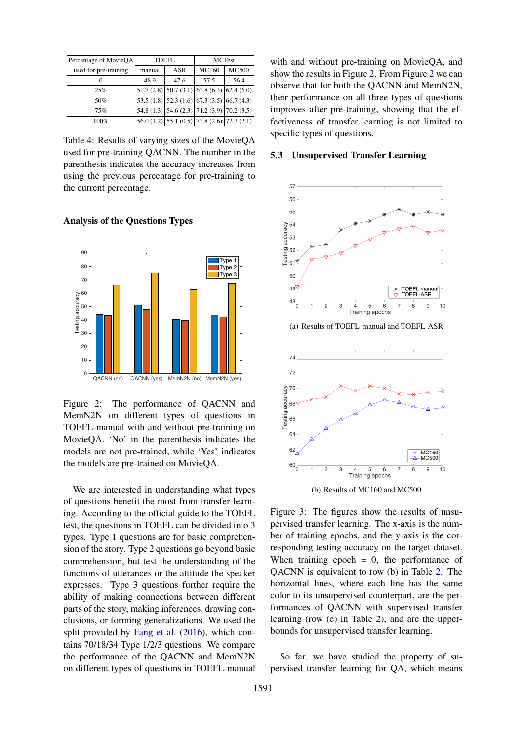| Percentage of MovieQA used for pre-training | TOEFL | | MCTest | |
|---|---|---|---|---|
| | manual | ASR | MC160 | MC500 |
| 0 | 48.9 | 47.6 | 57.5 | 56.4 |
| 25% | 51.7 (2.8) | 50.7 (3.1) | 63.8 (6.3) | 62.4 (6.0) |
| 50% | 53.5 (1.8) | 52.3 (1.6) | 67.3 (3.5) | 66.7 (4.3) |
| 75% | 54.8 (1.3) | 54.6 (2.3) | 71.2 (3.9) | 70.2 (3.5) |
| 100% | 56.0 (1.2) | 55.1 (0.5) | 73.8 (2.6) | 72.3 (2.1) |

Table 4: Results of varying sizes of the MovieQA used for pre-training QACNN. The number in the parenthesis indicates the accuracy increases from using the previous percentage for pre-training to the current percentage.

### Analysis of the Questions Types

Figure 2: The performance of QACNN and MemN2N on different types of questions in TOEFL-manual with and without pre-training on MovieQA. 'No' in the parenthesis indicates the models are not pre-trained, while 'Yes' indicates the models are pre-trained on MovieQA.

We are interested in understanding what types of questions benefit the most from transfer learning. According to the official guide to the TOEFL test, the questions in TOEFL can be divided into 3 types. Type 1 questions are for basic comprehension of the story. Type 2 questions go beyond basic comprehension, but test the understanding of the functions of utterances or the attitude the speaker expresses. Type 3 questions further require the ability of making connections between different parts of the story, making inferences, drawing conclusions, or forming generalizations. We used the split provided by Fang et al. (2016), which contains 70/18/34 Type 1/2/3 questions. We compare the performance of the QACNN and MemN2N on different types of questions in TOEFL-manual with and without pre-training on MovieQA, and show the results in Figure 2. From Figure 2 we can observe that for both the QACNN and MemN2N, their performance on all three types of questions improves after pre-training, showing that the effectiveness of transfer learning is not limited to specific types of questions.

## 5.3 Unsupervised Transfer Learning

(a) Results of TOEFL-manual and TOEFL-ASR

(b) Results of MC160 and MC500

Figure 3: The figures show the results of unsupervised transfer learning. The x-axis is the number of training epochs, and the y-axis is the corresponding testing accuracy on the target dataset. When training epoch = 0, the performance of QACNN is equivalent to row (b) in Table 2. The horizontal lines, where each line has the same color to its unsupervised counterpart, are the performances of QACNN with supervised transfer learning (row (e) in Table 2), and are the upperbounds for unsupervised transfer learning.

So far, we have studied the property of supervised transfer learning for QA, which means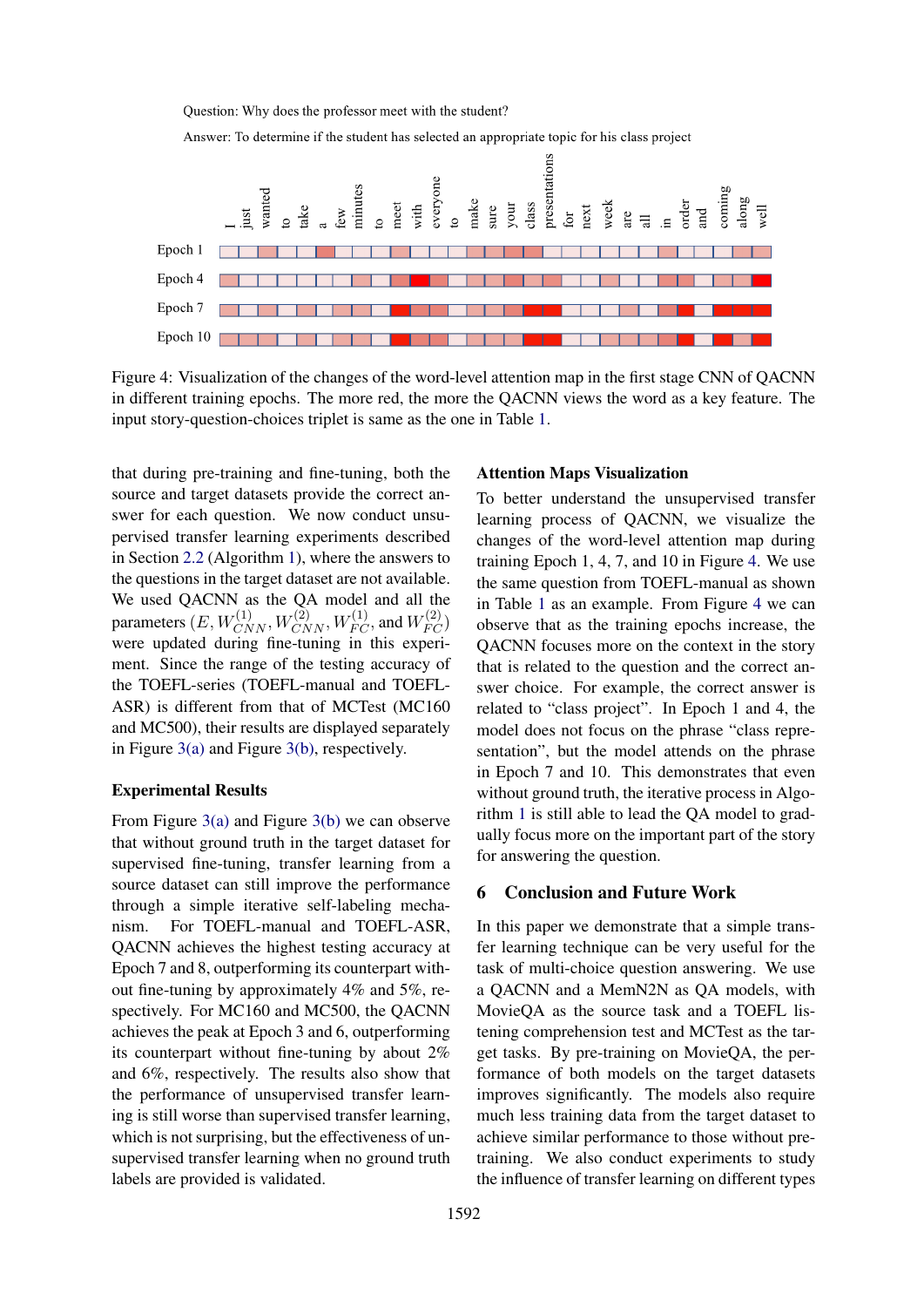Question: Why does the professor meet with the student?

Answer: To determine if the student has selected an appropriate topic for his class project

Figure 4: Visualization of the changes of the word-level attention map in the first stage CNN of QACNN in different training epochs. The more red, the more the QACNN views the word as a key feature. The input story-question-choices triplet is same as the one in Table 1.

that during pre-training and fine-tuning, both the source and target datasets provide the correct answer for each question. We now conduct unsupervised transfer learning experiments described in Section 2.2 (Algorithm 1), where the answers to the questions in the target dataset are not available. We used QACNN as the QA model and all the parameters $(E, W_{CNN}^{(1)}, W_{CNN}^{(2)}, W_{FC}^{(1)}$, and $W_{FC}^{(2)})$ were updated during fine-tuning in this experiment. Since the range of the testing accuracy of the TOEFL-series (TOEFL-manual and TOEFL-ASR) is different from that of MCTest (MC160 and MC500), their results are displayed separately in Figure 3(a) and Figure 3(b), respectively.

### Experimental Results

From Figure 3(a) and Figure 3(b) we can observe that without ground truth in the target dataset for supervised fine-tuning, transfer learning from a source dataset can still improve the performance through a simple iterative self-labeling mechanism. For TOEFL-manual and TOEFL-ASR, QACNN achieves the highest testing accuracy at Epoch 7 and 8, outperforming its counterpart without fine-tuning by approximately 4% and 5%, respectively. For MC160 and MC500, the QACNN achieves the peak at Epoch 3 and 6, outperforming its counterpart without fine-tuning by about 2% and 6%, respectively. The results also show that the performance of unsupervised transfer learning is still worse than supervised transfer learning, which is not surprising, but the effectiveness of unsupervised transfer learning when no ground truth labels are provided is validated.

### Attention Maps Visualization

To better understand the unsupervised transfer learning process of QACNN, we visualize the changes of the word-level attention map during training Epoch 1, 4, 7, and 10 in Figure 4. We use the same question from TOEFL-manual as shown in Table 1 as an example. From Figure 4 we can observe that as the training epochs increase, the QACNN focuses more on the context in the story that is related to the question and the correct answer choice. For example, the correct answer is related to "class project". In Epoch 1 and 4, the model does not focus on the phrase "class representation", but the model attends on the phrase in Epoch 7 and 10. This demonstrates that even without ground truth, the iterative process in Algorithm 1 is still able to lead the QA model to gradually focus more on the important part of the story for answering the question.

## 6 Conclusion and Future Work

In this paper we demonstrate that a simple transfer learning technique can be very useful for the task of multi-choice question answering. We use a QACNN and a MemN2N as QA models, with MovieQA as the source task and a TOEFL listening comprehension test and MCTest as the target tasks. By pre-training on MovieQA, the performance of both models on the target datasets improves significantly. The models also require much less training data from the target dataset to achieve similar performance to those without pre-training. We also conduct experiments to study the influence of transfer learning on different types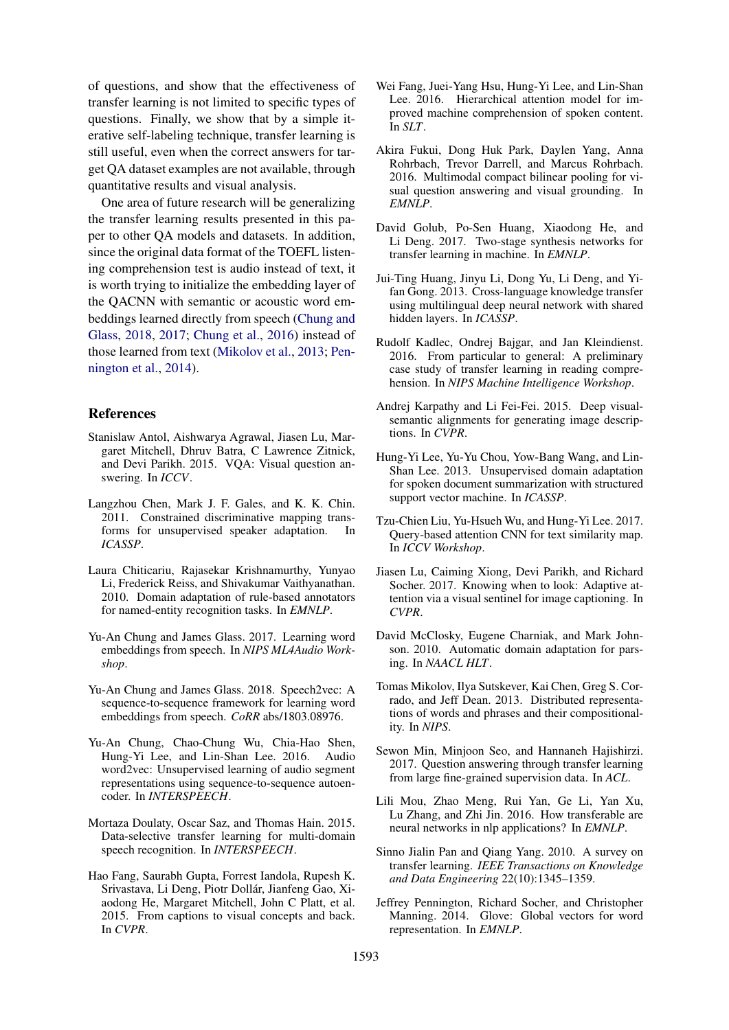of questions, and show that the effectiveness of transfer learning is not limited to specific types of questions. Finally, we show that by a simple iterative self-labeling technique, transfer learning is still useful, even when the correct answers for target QA dataset examples are not available, through quantitative results and visual analysis.

One area of future research will be generalizing the transfer learning results presented in this paper to other QA models and datasets. In addition, since the original data format of the TOEFL listening comprehension test is audio instead of text, it is worth trying to initialize the embedding layer of the QACNN with semantic or acoustic word embeddings learned directly from speech (Chung and Glass, 2018, 2017; Chung et al., 2016) instead of those learned from text (Mikolov et al., 2013; Pennington et al., 2014).

## References

Stanislaw Antol, Aishwarya Agrawal, Jiasen Lu, Margaret Mitchell, Dhruv Batra, C Lawrence Zitnick, and Devi Parikh. 2015. VQA: Visual question answering. In *ICCV*.

Langzhou Chen, Mark J. F. Gales, and K. K. Chin. 2011. Constrained discriminative mapping transforms for unsupervised speaker adaptation. In *ICASSP*.

Laura Chiticariu, Rajasekar Krishnamurthy, Yunyao Li, Frederick Reiss, and Shivakumar Vaithyanathan. 2010. Domain adaptation of rule-based annotators for named-entity recognition tasks. In *EMNLP*.

Yu-An Chung and James Glass. 2017. Learning word embeddings from speech. In *NIPS ML4Audio Workshop*.

Yu-An Chung and James Glass. 2018. Speech2vec: A sequence-to-sequence framework for learning word embeddings from speech. *CoRR* abs/1803.08976.

Yu-An Chung, Chao-Chung Wu, Chia-Hao Shen, Hung-Yi Lee, and Lin-Shan Lee. 2016. Audio word2vec: Unsupervised learning of audio segment representations using sequence-to-sequence autoencoder. In *INTERSPEECH*.

Mortaza Doulaty, Oscar Saz, and Thomas Hain. 2015. Data-selective transfer learning for multi-domain speech recognition. In *INTERSPEECH*.

Hao Fang, Saurabh Gupta, Forrest Iandola, Rupesh K. Srivastava, Li Deng, Piotr Dollár, Jianfeng Gao, Xiaodong He, Margaret Mitchell, John C Platt, et al. 2015. From captions to visual concepts and back. In *CVPR*.

Wei Fang, Juei-Yang Hsu, Hung-Yi Lee, and Lin-Shan Lee. 2016. Hierarchical attention model for improved machine comprehension of spoken content. In *SLT*.

Akira Fukui, Dong Huk Park, Daylen Yang, Anna Rohrbach, Trevor Darrell, and Marcus Rohrbach. 2016. Multimodal compact bilinear pooling for visual question answering and visual grounding. In *EMNLP*.

David Golub, Po-Sen Huang, Xiaodong He, and Li Deng. 2017. Two-stage synthesis networks for transfer learning in machine. In *EMNLP*.

Jui-Ting Huang, Jinyu Li, Dong Yu, Li Deng, and Yifan Gong. 2013. Cross-language knowledge transfer using multilingual deep neural network with shared hidden layers. In *ICASSP*.

Rudolf Kadlec, Ondrej Bajgar, and Jan Kleindienst. 2016. From particular to general: A preliminary case study of transfer learning in reading comprehension. In *NIPS Machine Intelligence Workshop*.

Andrej Karpathy and Li Fei-Fei. 2015. Deep visual-semantic alignments for generating image descriptions. In *CVPR*.

Hung-Yi Lee, Yu-Yu Chou, Yow-Bang Wang, and Lin-Shan Lee. 2013. Unsupervised domain adaptation for spoken document summarization with structured support vector machine. In *ICASSP*.

Tzu-Chien Liu, Yu-Hsueh Wu, and Hung-Yi Lee. 2017. Query-based attention CNN for text similarity map. In *ICCV Workshop*.

Jiasen Lu, Caiming Xiong, Devi Parikh, and Richard Socher. 2017. Knowing when to look: Adaptive attention via a visual sentinel for image captioning. In *CVPR*.

David McClosky, Eugene Charniak, and Mark Johnson. 2010. Automatic domain adaptation for parsing. In *NAACL HLT*.

Tomas Mikolov, Ilya Sutskever, Kai Chen, Greg S. Corrado, and Jeff Dean. 2013. Distributed representations of words and phrases and their compositionality. In *NIPS*.

Sewon Min, Minjoon Seo, and Hannaneh Hajishirzi. 2017. Question answering through transfer learning from large fine-grained supervision data. In *ACL*.

Lili Mou, Zhao Meng, Rui Yan, Ge Li, Yan Xu, Lu Zhang, and Zhi Jin. 2016. How transferable are neural networks in nlp applications? In *EMNLP*.

Sinno Jialin Pan and Qiang Yang. 2010. A survey on transfer learning. *IEEE Transactions on Knowledge and Data Engineering* 22(10):1345–1359.

Jeffrey Pennington, Richard Socher, and Christopher Manning. 2014. Glove: Global vectors for word representation. In *EMNLP*.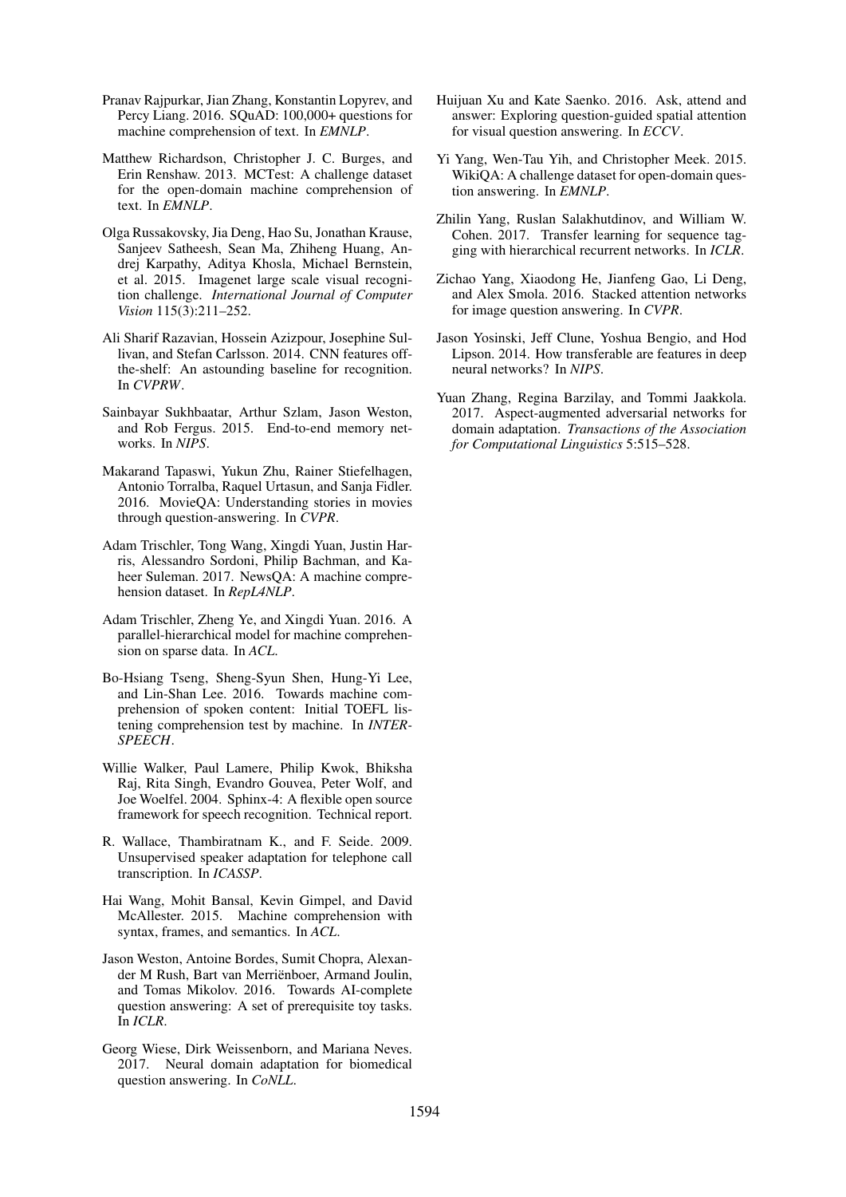Pranav Rajpurkar, Jian Zhang, Konstantin Lopyrev, and Percy Liang. 2016. SQuAD: 100,000+ questions for machine comprehension of text. In *EMNLP*.

Matthew Richardson, Christopher J. C. Burges, and Erin Renshaw. 2013. MCTest: A challenge dataset for the open-domain machine comprehension of text. In *EMNLP*.

Olga Russakovsky, Jia Deng, Hao Su, Jonathan Krause, Sanjeev Satheesh, Sean Ma, Zhiheng Huang, Andrej Karpathy, Aditya Khosla, Michael Bernstein, et al. 2015. Imagenet large scale visual recognition challenge. *International Journal of Computer Vision* 115(3):211–252.

Ali Sharif Razavian, Hossein Azizpour, Josephine Sullivan, and Stefan Carlsson. 2014. CNN features off-the-shelf: An astounding baseline for recognition. In *CVPRW*.

Sainbayar Sukhbaatar, Arthur Szlam, Jason Weston, and Rob Fergus. 2015. End-to-end memory networks. In *NIPS*.

Makarand Tapaswi, Yukun Zhu, Rainer Stiefelhagen, Antonio Torralba, Raquel Urtasun, and Sanja Fidler. 2016. MovieQA: Understanding stories in movies through question-answering. In *CVPR*.

Adam Trischler, Tong Wang, Xingdi Yuan, Justin Harris, Alessandro Sordoni, Philip Bachman, and Kaheer Suleman. 2017. NewsQA: A machine comprehension dataset. In *RepL4NLP*.

Adam Trischler, Zheng Ye, and Xingdi Yuan. 2016. A parallel-hierarchical model for machine comprehension on sparse data. In *ACL*.

Bo-Hsiang Tseng, Sheng-Syun Shen, Hung-Yi Lee, and Lin-Shan Lee. 2016. Towards machine comprehension of spoken content: Initial TOEFL listening comprehension test by machine. In *INTERSPEECH*.

Willie Walker, Paul Lamere, Philip Kwok, Bhiksha Raj, Rita Singh, Evandro Gouvea, Peter Wolf, and Joe Woelfel. 2004. Sphinx-4: A flexible open source framework for speech recognition. Technical report.

R. Wallace, Thambiratnam K., and F. Seide. 2009. Unsupervised speaker adaptation for telephone call transcription. In *ICASSP*.

Hai Wang, Mohit Bansal, Kevin Gimpel, and David McAllester. 2015. Machine comprehension with syntax, frames, and semantics. In *ACL*.

Jason Weston, Antoine Bordes, Sumit Chopra, Alexander M Rush, Bart van Merriënboer, Armand Joulin, and Tomas Mikolov. 2016. Towards AI-complete question answering: A set of prerequisite toy tasks. In *ICLR*.

Georg Wiese, Dirk Weissenborn, and Mariana Neves. 2017. Neural domain adaptation for biomedical question answering. In *CoNLL*.

Huijuan Xu and Kate Saenko. 2016. Ask, attend and answer: Exploring question-guided spatial attention for visual question answering. In *ECCV*.

Yi Yang, Wen-Tau Yih, and Christopher Meek. 2015. WikiQA: A challenge dataset for open-domain question answering. In *EMNLP*.

Zhilin Yang, Ruslan Salakhutdinov, and William W. Cohen. 2017. Transfer learning for sequence tagging with hierarchical recurrent networks. In *ICLR*.

Zichao Yang, Xiaodong He, Jianfeng Gao, Li Deng, and Alex Smola. 2016. Stacked attention networks for image question answering. In *CVPR*.

Jason Yosinski, Jeff Clune, Yoshua Bengio, and Hod Lipson. 2014. How transferable are features in deep neural networks? In *NIPS*.

Yuan Zhang, Regina Barzilay, and Tommi Jaakkola. 2017. Aspect-augmented adversarial networks for domain adaptation. *Transactions of the Association for Computational Linguistics* 5:515–528.